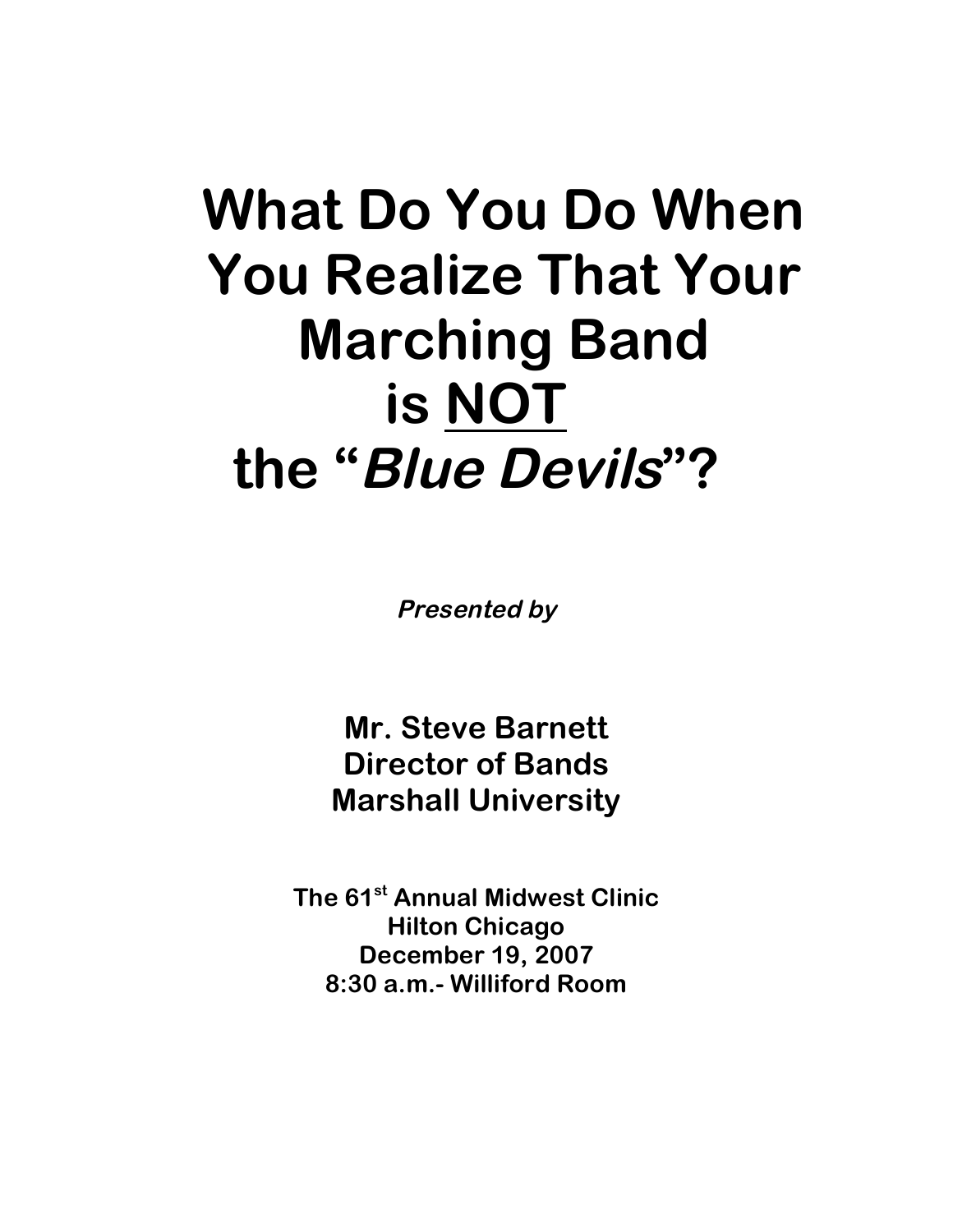# What Do You Do When You Realize That Your Marching Band is <u>NOT</u> the "*Blue Devils*"?

***Presented by***

**Mr. Steve Barnett**
**Director of Bands**
**Marshall University**

**The 61st Annual Midwest Clinic**
**Hilton Chicago**
**December 19, 2007**
**8:30 a.m.- Williford Room**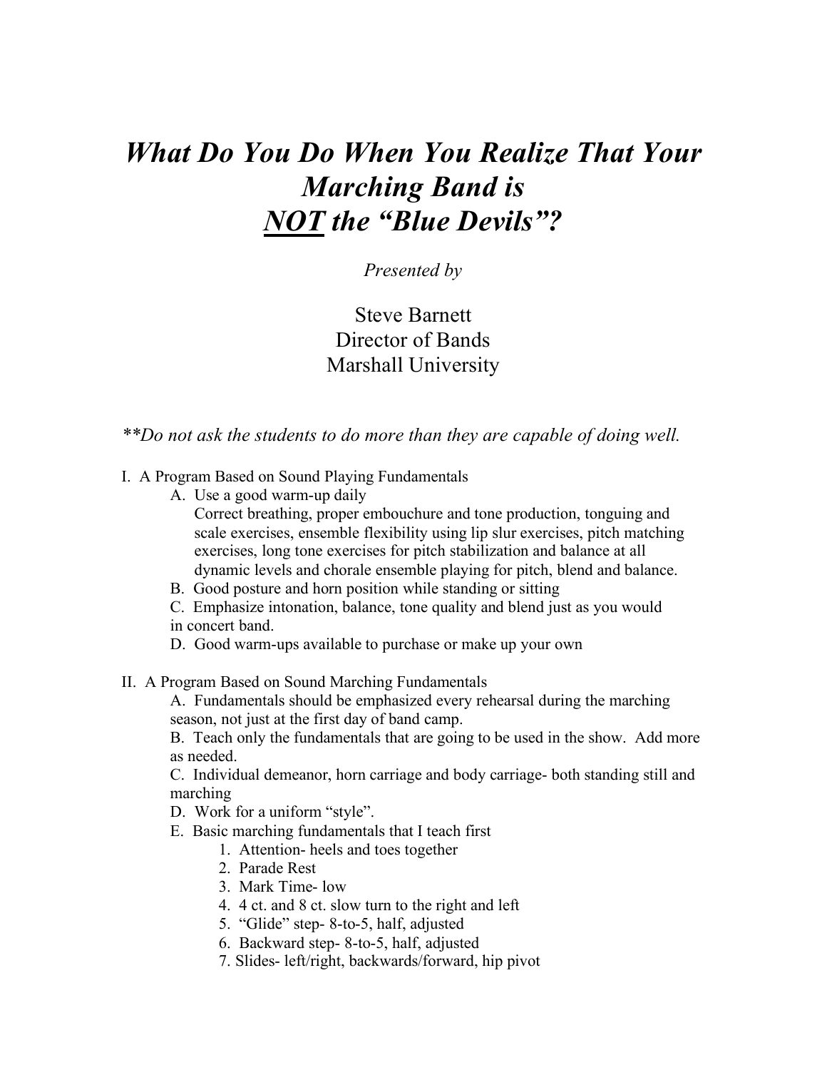# *What Do You Do When You Realize That Your Marching Band is <u>NOT</u> the "Blue Devils"?*

*Presented by*

Steve Barnett
Director of Bands
Marshall University

*\*\*Do not ask the students to do more than they are capable of doing well.*

I. A Program Based on Sound Playing Fundamentals

- A. Use a good warm-up daily
  Correct breathing, proper embouchure and tone production, tonguing and scale exercises, ensemble flexibility using lip slur exercises, pitch matching exercises, long tone exercises for pitch stabilization and balance at all dynamic levels and chorale ensemble playing for pitch, blend and balance.
- B. Good posture and horn position while standing or sitting
- C. Emphasize intonation, balance, tone quality and blend just as you would in concert band.
- D. Good warm-ups available to purchase or make up your own

II. A Program Based on Sound Marching Fundamentals

- A. Fundamentals should be emphasized every rehearsal during the marching season, not just at the first day of band camp.
- B. Teach only the fundamentals that are going to be used in the show. Add more as needed.
- C. Individual demeanor, horn carriage and body carriage- both standing still and marching
- D. Work for a uniform "style".
- E. Basic marching fundamentals that I teach first
  1. Attention- heels and toes together
  2. Parade Rest
  3. Mark Time- low
  4. 4 ct. and 8 ct. slow turn to the right and left
  5. "Glide" step- 8-to-5, half, adjusted
  6. Backward step- 8-to-5, half, adjusted
  7. Slides- left/right, backwards/forward, hip pivot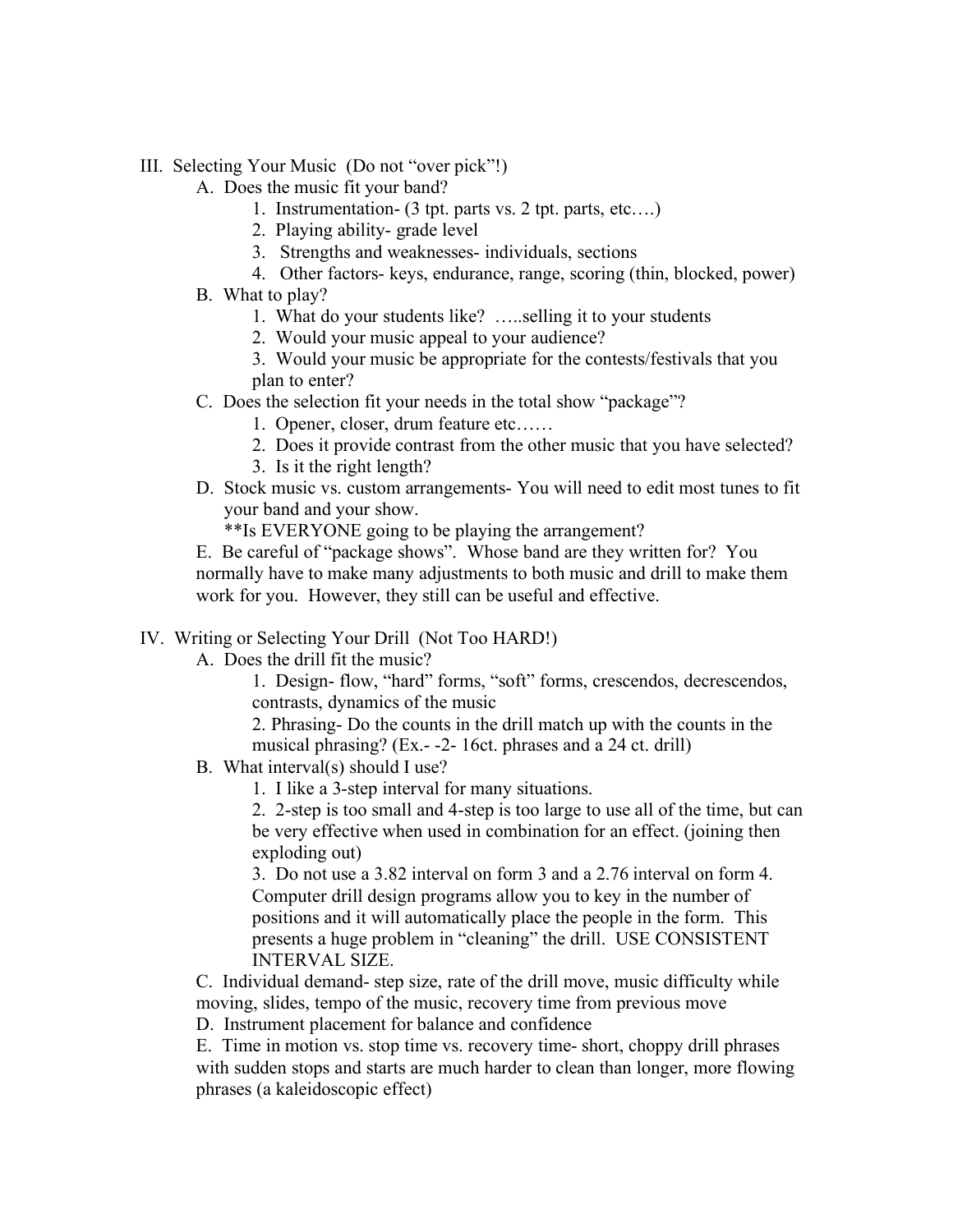III. Selecting Your Music (Do not "over pick"!)

A. Does the music fit your band?

1. Instrumentation- (3 tpt. parts vs. 2 tpt. parts, etc….)
2. Playing ability- grade level
3. Strengths and weaknesses- individuals, sections
4. Other factors- keys, endurance, range, scoring (thin, blocked, power)

B. What to play?

1. What do your students like? …..selling it to your students
2. Would your music appeal to your audience?
3. Would your music be appropriate for the contests/festivals that you plan to enter?

C. Does the selection fit your needs in the total show "package"?

1. Opener, closer, drum feature etc……
2. Does it provide contrast from the other music that you have selected?
3. Is it the right length?

D. Stock music vs. custom arrangements- You will need to edit most tunes to fit your band and your show.

**Is EVERYONE going to be playing the arrangement?

E. Be careful of "package shows". Whose band are they written for? You normally have to make many adjustments to both music and drill to make them work for you. However, they still can be useful and effective.

IV. Writing or Selecting Your Drill (Not Too HARD!)

A. Does the drill fit the music?

1. Design- flow, "hard" forms, "soft" forms, crescendos, decrescendos, contrasts, dynamics of the music
2. Phrasing- Do the counts in the drill match up with the counts in the musical phrasing? (Ex.- -2- 16ct. phrases and a 24 ct. drill)

B. What interval(s) should I use?

1. I like a 3-step interval for many situations.
2. 2-step is too small and 4-step is too large to use all of the time, but can be very effective when used in combination for an effect. (joining then exploding out)
3. Do not use a 3.82 interval on form 3 and a 2.76 interval on form 4. Computer drill design programs allow you to key in the number of positions and it will automatically place the people in the form. This presents a huge problem in "cleaning" the drill. USE CONSISTENT INTERVAL SIZE.

C. Individual demand- step size, rate of the drill move, music difficulty while moving, slides, tempo of the music, recovery time from previous move

D. Instrument placement for balance and confidence

E. Time in motion vs. stop time vs. recovery time- short, choppy drill phrases with sudden stops and starts are much harder to clean than longer, more flowing phrases (a kaleidoscopic effect)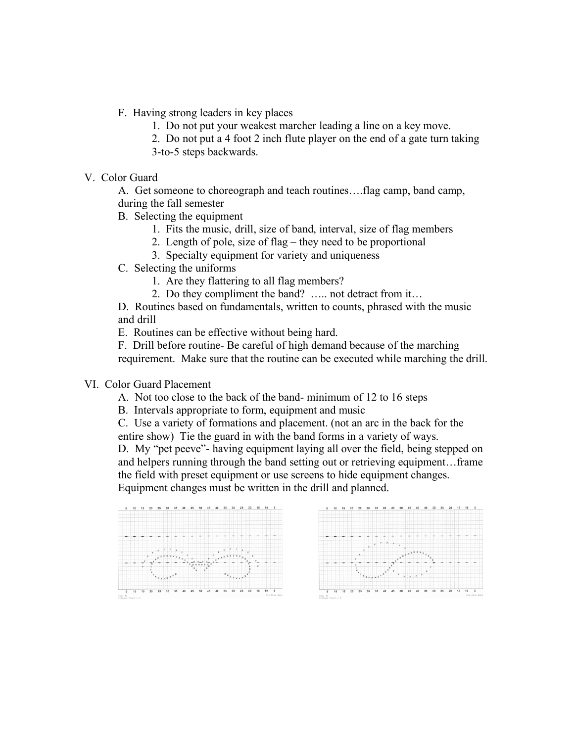F. Having strong leaders in key places

1. Do not put your weakest marcher leading a line on a key move.
2. Do not put a 4 foot 2 inch flute player on the end of a gate turn taking 3-to-5 steps backwards.

V. Color Guard

A. Get someone to choreograph and teach routines….flag camp, band camp, during the fall semester

B. Selecting the equipment

1. Fits the music, drill, size of band, interval, size of flag members
2. Length of pole, size of flag – they need to be proportional
3. Specialty equipment for variety and uniqueness

C. Selecting the uniforms

1. Are they flattering to all flag members?
2. Do they compliment the band? ….. not detract from it…

D. Routines based on fundamentals, written to counts, phrased with the music and drill

E. Routines can be effective without being hard.

F. Drill before routine- Be careful of high demand because of the marching requirement. Make sure that the routine can be executed while marching the drill.

VI. Color Guard Placement

A. Not too close to the back of the band- minimum of 12 to 16 steps

B. Intervals appropriate to form, equipment and music

C. Use a variety of formations and placement. (not an arc in the back for the entire show) Tie the guard in with the band forms in a variety of ways.

D. My "pet peeve"- having equipment laying all over the field, being stepped on and helpers running through the band setting out or retrieving equipment…frame the field with preset equipment or use screens to hide equipment changes. Equipment changes must be written in the drill and planned.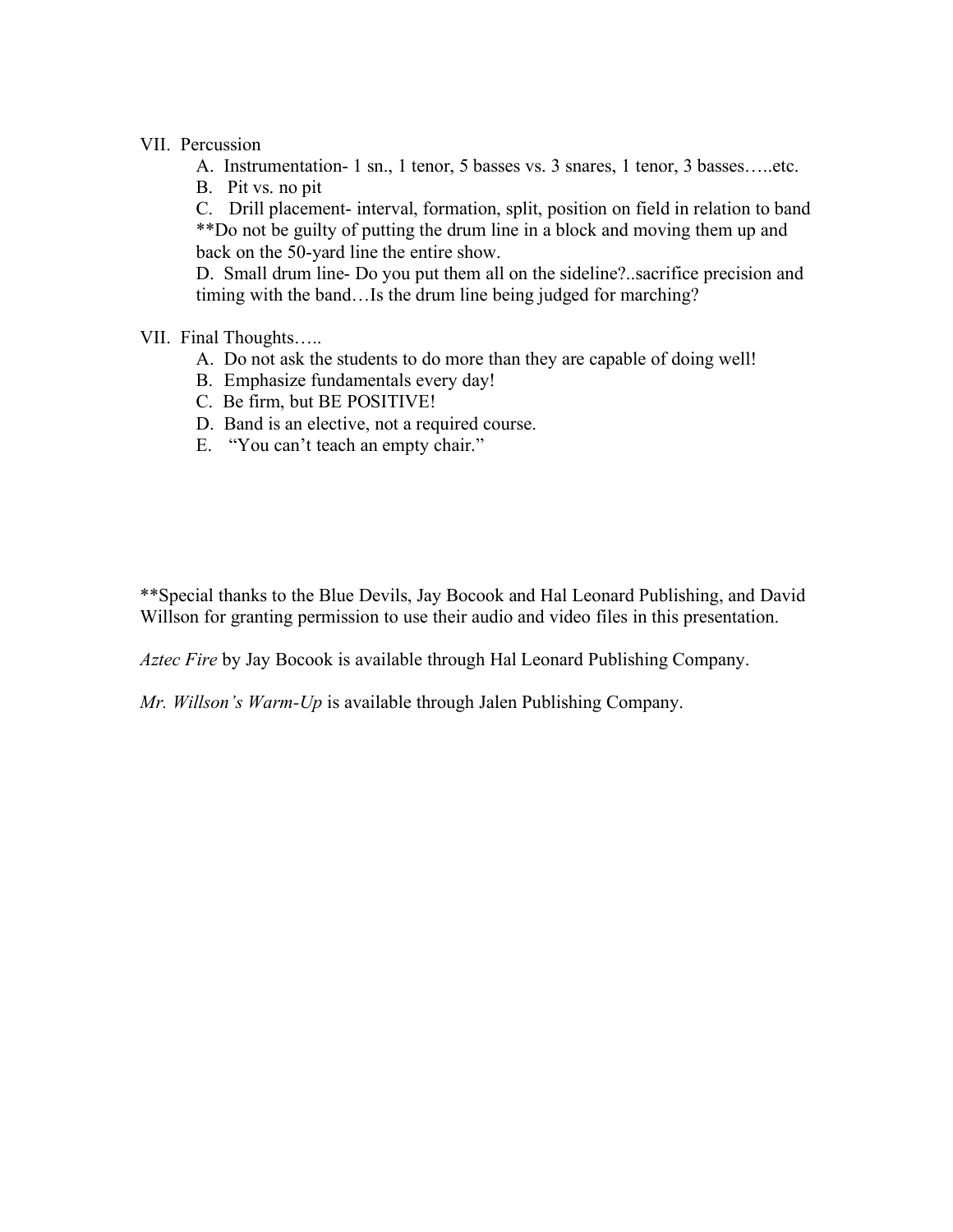VII. Percussion

A. Instrumentation- 1 sn., 1 tenor, 5 basses vs. 3 snares, 1 tenor, 3 basses…..etc.

B. Pit vs. no pit

C. Drill placement- interval, formation, split, position on field in relation to band
**Do not be guilty of putting the drum line in a block and moving them up and back on the 50-yard line the entire show.

D. Small drum line- Do you put them all on the sideline?..sacrifice precision and timing with the band…Is the drum line being judged for marching?

VII. Final Thoughts…..

A. Do not ask the students to do more than they are capable of doing well!

B. Emphasize fundamentals every day!

C. Be firm, but BE POSITIVE!

D. Band is an elective, not a required course.

E. "You can't teach an empty chair."

**Special thanks to the Blue Devils, Jay Bocook and Hal Leonard Publishing, and David Willson for granting permission to use their audio and video files in this presentation.

*Aztec Fire* by Jay Bocook is available through Hal Leonard Publishing Company.

*Mr. Willson's Warm-Up* is available through Jalen Publishing Company.